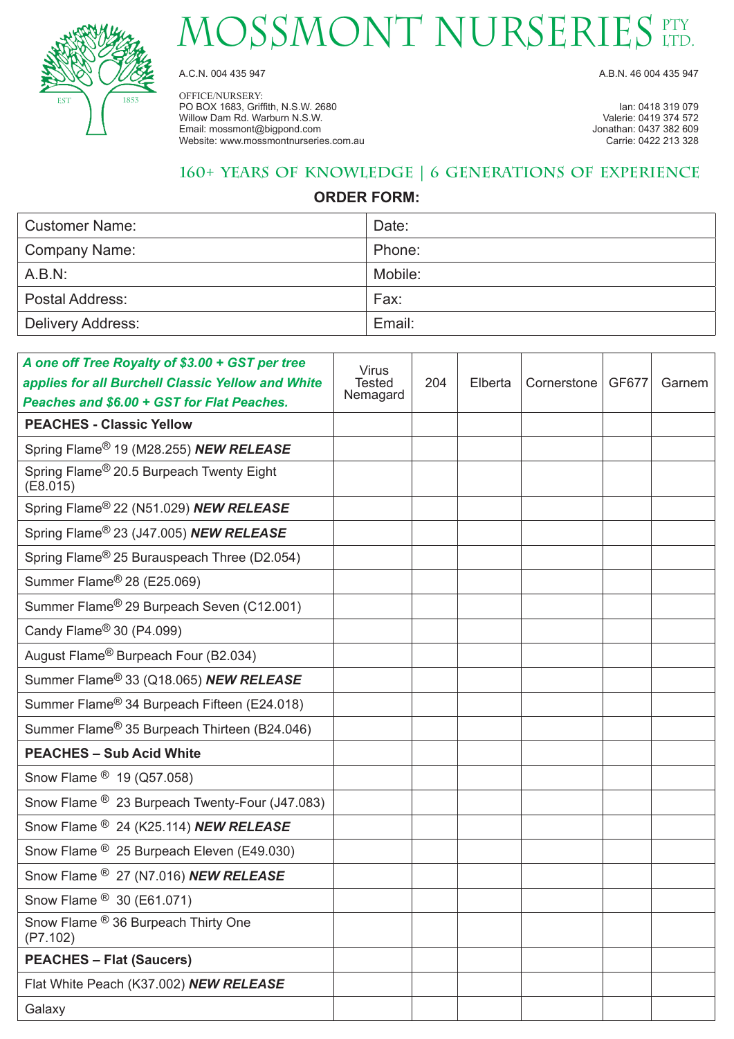# MOSSMONT NURSERIES PTY LTD.

EST 1853

A.C.N. 004 435 947

A.B.N. 46 004 435 947

OFFICE/NURSERY:
PO BOX 1683, Griffith, N.S.W. 2680
Willow Dam Rd. Warburn N.S.W.
Email: mossmont@bigpond.com
Website: www.mossmontnurseries.com.au

Ian: 0418 319 079
Valerie: 0419 374 572
Jonathan: 0437 382 609
Carrie: 0422 213 328

## 160+ YEARS OF KNOWLEDGE | 6 GENERATIONS OF EXPERIENCE

### ORDER FORM:

| Customer Name: | Date: |
|---|---|
| Company Name: | Phone: |
| A.B.N: | Mobile: |
| Postal Address: | Fax: |
| Delivery Address: | Email: |

| ***A one off Tree Royalty of $3.00 + GST per tree applies for all Burchell Classic Yellow and White Peaches and $6.00 + GST for Flat Peaches.*** | Virus Tested Nemagard | 204 | Elberta | Cornerstone | GF677 | Garnem |
|---|---|---|---|---|---|---|
| **PEACHES - Classic Yellow** | | | | | | |
| Spring Flame® 19 (M28.255) ***NEW RELEASE*** | | | | | | |
| Spring Flame® 20.5 Burpeach Twenty Eight (E8.015) | | | | | | |
| Spring Flame® 22 (N51.029) ***NEW RELEASE*** | | | | | | |
| Spring Flame® 23 (J47.005) ***NEW RELEASE*** | | | | | | |
| Spring Flame® 25 Burauspeach Three (D2.054) | | | | | | |
| Summer Flame® 28 (E25.069) | | | | | | |
| Summer Flame® 29 Burpeach Seven (C12.001) | | | | | | |
| Candy Flame® 30 (P4.099) | | | | | | |
| August Flame® Burpeach Four (B2.034) | | | | | | |
| Summer Flame® 33 (Q18.065) ***NEW RELEASE*** | | | | | | |
| Summer Flame® 34 Burpeach Fifteen (E24.018) | | | | | | |
| Summer Flame® 35 Burpeach Thirteen (B24.046) | | | | | | |
| **PEACHES – Sub Acid White** | | | | | | |
| Snow Flame® 19 (Q57.058) | | | | | | |
| Snow Flame® 23 Burpeach Twenty-Four (J47.083) | | | | | | |
| Snow Flame® 24 (K25.114) ***NEW RELEASE*** | | | | | | |
| Snow Flame® 25 Burpeach Eleven (E49.030) | | | | | | |
| Snow Flame® 27 (N7.016) ***NEW RELEASE*** | | | | | | |
| Snow Flame® 30 (E61.071) | | | | | | |
| Snow Flame® 36 Burpeach Thirty One (P7.102) | | | | | | |
| **PEACHES – Flat (Saucers)** | | | | | | |
| Flat White Peach (K37.002) ***NEW RELEASE*** | | | | | | |
| Galaxy | | | | | | |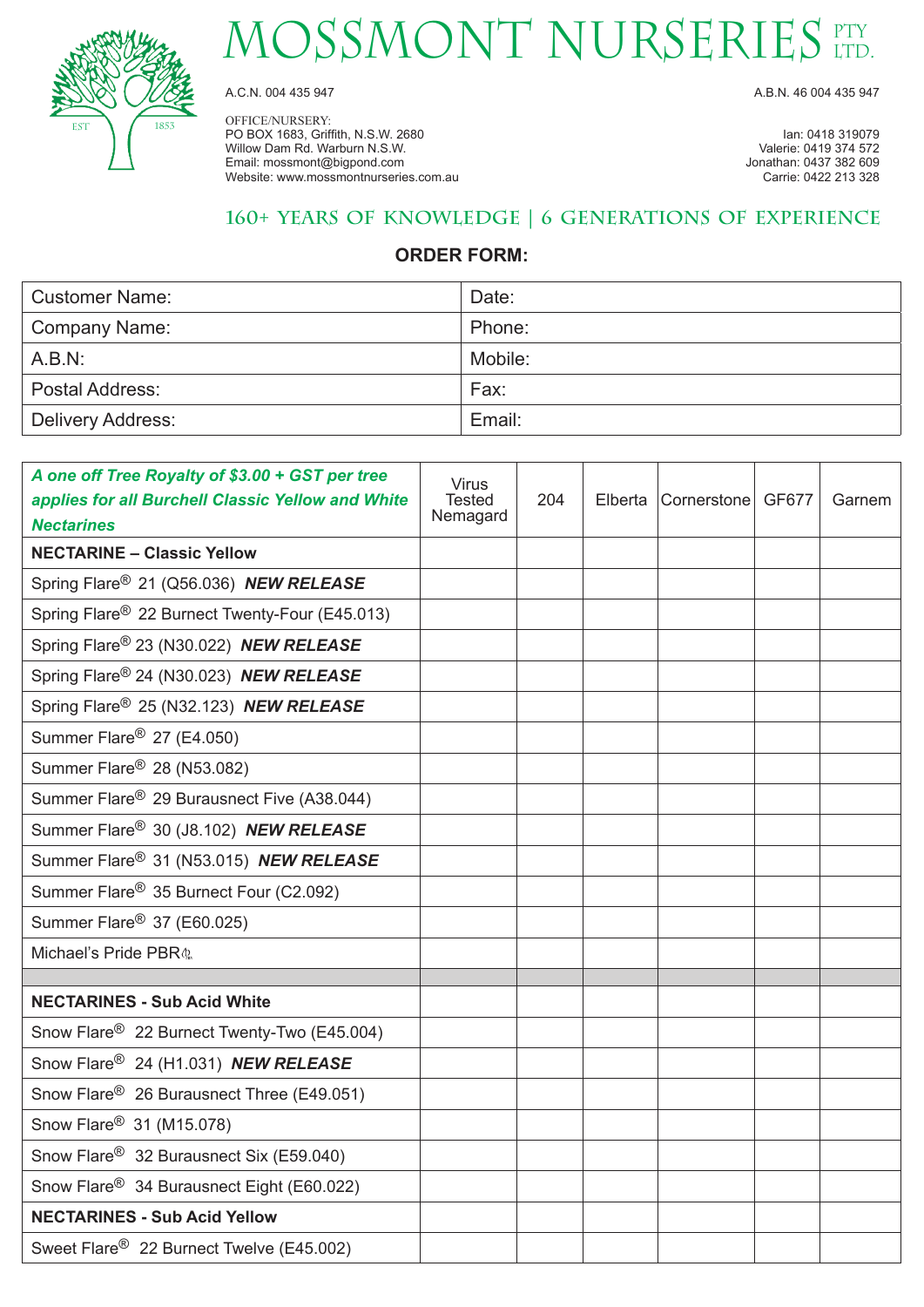# MOSSMONT NURSERIES PTY LTD.

A.C.N. 004 435 947

A.B.N. 46 004 435 947

OFFICE/NURSERY:
PO BOX 1683, Griffith, N.S.W. 2680
Willow Dam Rd. Warburn N.S.W.
Email: mossmont@bigpond.com
Website: www.mossmontnurseries.com.au

Ian: 0418 319079
Valerie: 0419 374 572
Jonathan: 0437 382 609
Carrie: 0422 213 328

## 160+ YEARS OF KNOWLEDGE | 6 GENERATIONS OF EXPERIENCE

### ORDER FORM:

| Customer Name: | Date: |
|---|---|
| Company Name: | Phone: |
| A.B.N: | Mobile: |
| Postal Address: | Fax: |
| Delivery Address: | Email: |

| *A one off Tree Royalty of $3.00 + GST per tree applies for all Burchell Classic Yellow and White Nectarines* | Virus Tested Nemagard | 204 | Elberta | Cornerstone | GF677 | Garnem |
|---|---|---|---|---|---|---|
| **NECTARINE – Classic Yellow** | | | | | | |
| Spring Flare® 21 (Q56.036) ***NEW RELEASE*** | | | | | | |
| Spring Flare® 22 Burnect Twenty-Four (E45.013) | | | | | | |
| Spring Flare® 23 (N30.022) ***NEW RELEASE*** | | | | | | |
| Spring Flare® 24 (N30.023) ***NEW RELEASE*** | | | | | | |
| Spring Flare® 25 (N32.123) ***NEW RELEASE*** | | | | | | |
| Summer Flare® 27 (E4.050) | | | | | | |
| Summer Flare® 28 (N53.082) | | | | | | |
| Summer Flare® 29 Burausnect Five (A38.044) | | | | | | |
| Summer Flare® 30 (J8.102) ***NEW RELEASE*** | | | | | | |
| Summer Flare® 31 (N53.015) ***NEW RELEASE*** | | | | | | |
| Summer Flare® 35 Burnect Four (C2.092) | | | | | | |
| Summer Flare® 37 (E60.025) | | | | | | |
| Michael's Pride PBR | | | | | | |
| | | | | | | |
| **NECTARINES - Sub Acid White** | | | | | | |
| Snow Flare® 22 Burnect Twenty-Two (E45.004) | | | | | | |
| Snow Flare® 24 (H1.031) ***NEW RELEASE*** | | | | | | |
| Snow Flare® 26 Burausnect Three (E49.051) | | | | | | |
| Snow Flare® 31 (M15.078) | | | | | | |
| Snow Flare® 32 Burausnect Six (E59.040) | | | | | | |
| Snow Flare® 34 Burausnect Eight (E60.022) | | | | | | |
| **NECTARINES - Sub Acid Yellow** | | | | | | |
| Sweet Flare® 22 Burnect Twelve (E45.002) | | | | | | |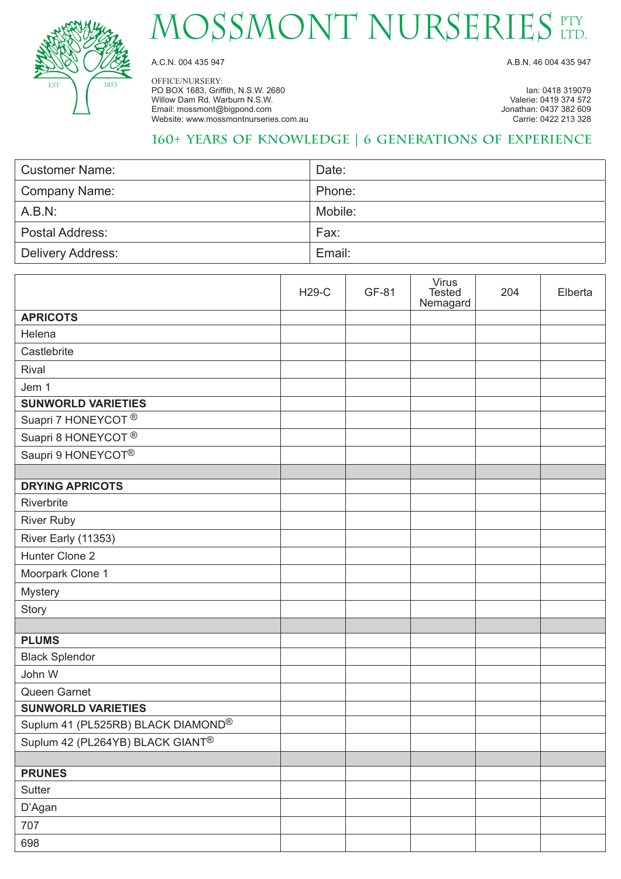# MOSSMONT NURSERIES PTY LTD.

A.C.N. 004 435 947

A.B.N. 46 004 435 947

OFFICE/NURSERY:
PO BOX 1683, Griffith, N.S.W. 2680
Willow Dam Rd. Warburn N.S.W.
Email: mossmont@bigpond.com
Website: www.mossmontnurseries.com.au

Ian: 0418 319079
Valerie: 0419 374 572
Jonathan: 0437 382 609
Carrie: 0422 213 328

## 160+ YEARS OF KNOWLEDGE | 6 GENERATIONS OF EXPERIENCE

| | |
|---|---|
| Customer Name: | Date: |
| Company Name: | Phone: |
| A.B.N: | Mobile: |
| Postal Address: | Fax: |
| Delivery Address: | Email: |

| | H29-C | GF-81 | Virus Tested Nemagard | 204 | Elberta |
|---|---|---|---|---|---|
| **APRICOTS** | | | | | |
| Helena | | | | | |
| Castlebrite | | | | | |
| Rival | | | | | |
| Jem 1 | | | | | |
| **SUNWORLD VARIETIES** | | | | | |
| Suapri 7 HONEYCOT® | | | | | |
| Suapri 8 HONEYCOT® | | | | | |
| Saupri 9 HONEYCOT® | | | | | |
| | | | | | |
| **DRYING APRICOTS** | | | | | |
| Riverbrite | | | | | |
| River Ruby | | | | | |
| River Early (11353) | | | | | |
| Hunter Clone 2 | | | | | |
| Moorpark Clone 1 | | | | | |
| Mystery | | | | | |
| Story | | | | | |
| | | | | | |
| **PLUMS** | | | | | |
| Black Splendor | | | | | |
| John W | | | | | |
| Queen Garnet | | | | | |
| **SUNWORLD VARIETIES** | | | | | |
| Suplum 41 (PL525RB) BLACK DIAMOND® | | | | | |
| Suplum 42 (PL264YB) BLACK GIANT® | | | | | |
| | | | | | |
| **PRUNES** | | | | | |
| Sutter | | | | | |
| D'Agan | | | | | |
| 707 | | | | | |
| 698 | | | | | |